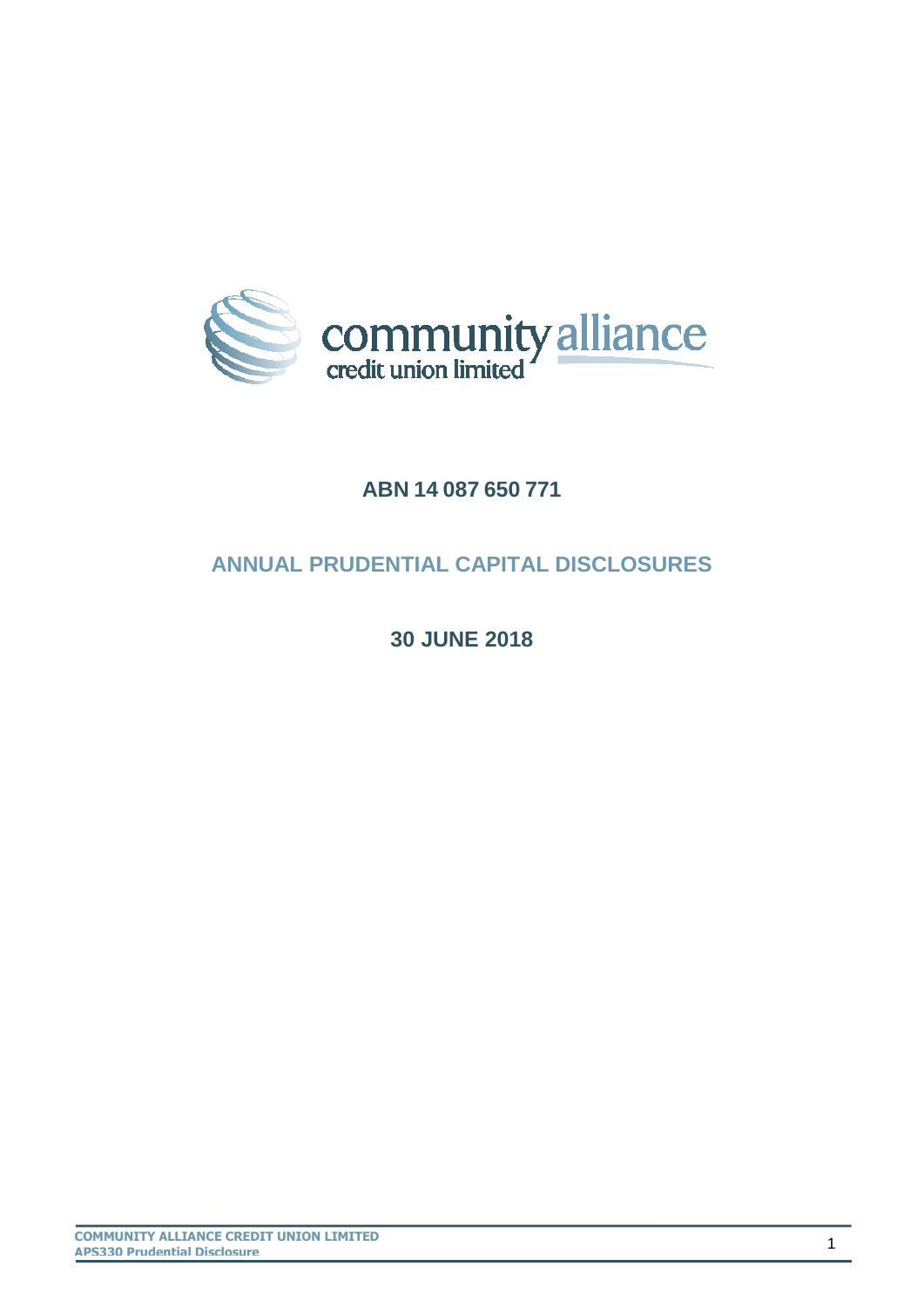community alliance
credit union limited

**ABN 14 087 650 771**

# ANNUAL PRUDENTIAL CAPITAL DISCLOSURES

**30 JUNE 2018**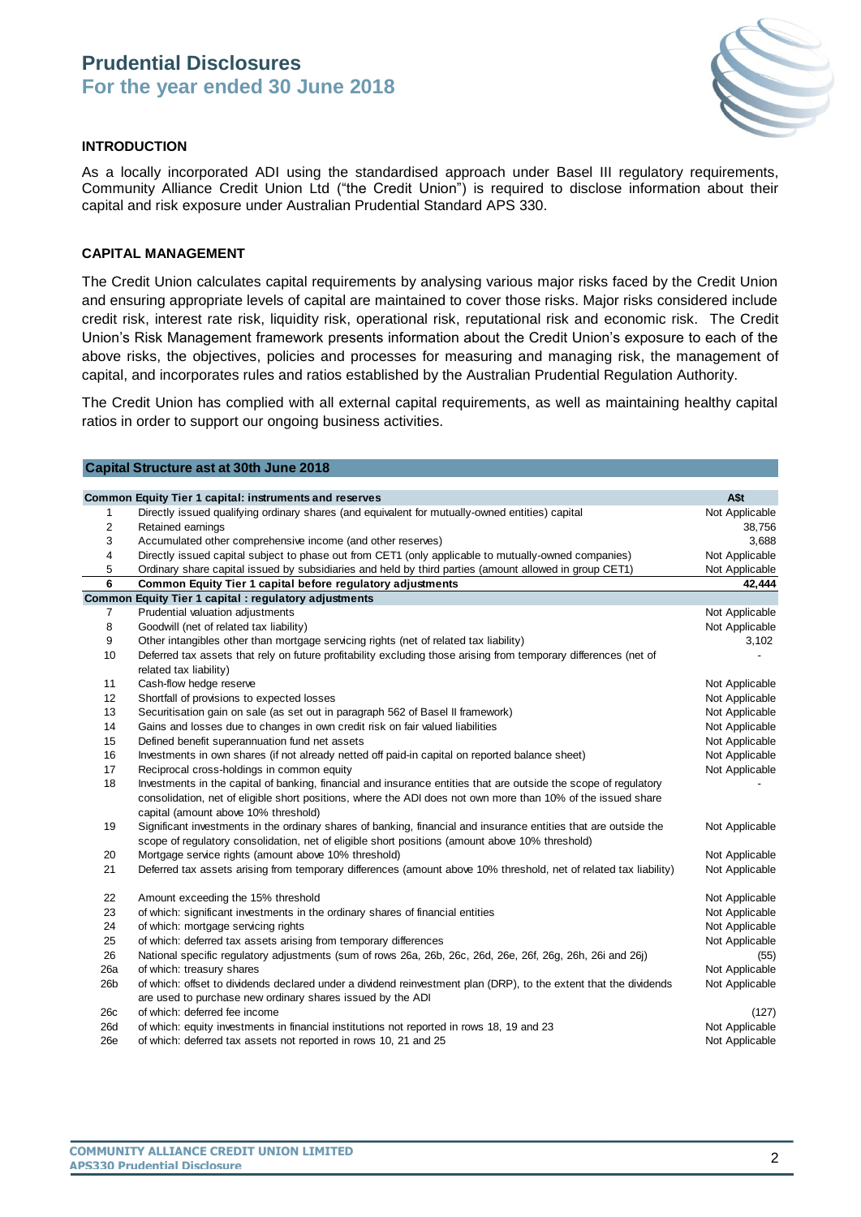# Prudential Disclosures
## For the year ended 30 June 2018

### INTRODUCTION

As a locally incorporated ADI using the standardised approach under Basel III regulatory requirements, Community Alliance Credit Union Ltd ("the Credit Union") is required to disclose information about their capital and risk exposure under Australian Prudential Standard APS 330.

### CAPITAL MANAGEMENT

The Credit Union calculates capital requirements by analysing various major risks faced by the Credit Union and ensuring appropriate levels of capital are maintained to cover those risks. Major risks considered include credit risk, interest rate risk, liquidity risk, operational risk, reputational risk and economic risk. The Credit Union's Risk Management framework presents information about the Credit Union's exposure to each of the above risks, the objectives, policies and processes for measuring and managing risk, the management of capital, and incorporates rules and ratios established by the Australian Prudential Regulation Authority.

The Credit Union has complied with all external capital requirements, as well as maintaining healthy capital ratios in order to support our ongoing business activities.

**Capital Structure ast at 30th June 2018**

| | **Common Equity Tier 1 capital: instruments and reserves** | **A$t** |
|---|---|---|
| 1 | Directly issued qualifying ordinary shares (and equivalent for mutually-owned entities) capital | Not Applicable |
| 2 | Retained earnings | 38,756 |
| 3 | Accumulated other comprehensive income (and other reserves) | 3,688 |
| 4 | Directly issued capital subject to phase out from CET1 (only applicable to mutually-owned companies) | Not Applicable |
| 5 | Ordinary share capital issued by subsidiaries and held by third parties (amount allowed in group CET1) | Not Applicable |
| **6** | **Common Equity Tier 1 capital before regulatory adjustments** | **42,444** |
| | **Common Equity Tier 1 capital : regulatory adjustments** | |
| 7 | Prudential valuation adjustments | Not Applicable |
| 8 | Goodwill (net of related tax liability) | Not Applicable |
| 9 | Other intangibles other than mortgage servicing rights (net of related tax liability) | 3,102 |
| 10 | Deferred tax assets that rely on future profitability excluding those arising from temporary differences (net of related tax liability) | - |
| 11 | Cash-flow hedge reserve | Not Applicable |
| 12 | Shortfall of provisions to expected losses | Not Applicable |
| 13 | Securitisation gain on sale (as set out in paragraph 562 of Basel II framework) | Not Applicable |
| 14 | Gains and losses due to changes in own credit risk on fair valued liabilities | Not Applicable |
| 15 | Defined benefit superannuation fund net assets | Not Applicable |
| 16 | Investments in own shares (if not already netted off paid-in capital on reported balance sheet) | Not Applicable |
| 17 | Reciprocal cross-holdings in common equity | Not Applicable |
| 18 | Investments in the capital of banking, financial and insurance entities that are outside the scope of regulatory consolidation, net of eligible short positions, where the ADI does not own more than 10% of the issued share capital (amount above 10% threshold) | - |
| 19 | Significant investments in the ordinary shares of banking, financial and insurance entities that are outside the scope of regulatory consolidation, net of eligible short positions (amount above 10% threshold) | Not Applicable |
| 20 | Mortgage service rights (amount above 10% threshold) | Not Applicable |
| 21 | Deferred tax assets arising from temporary differences (amount above 10% threshold, net of related tax liability) | Not Applicable |
| 22 | Amount exceeding the 15% threshold | Not Applicable |
| 23 | of which: significant investments in the ordinary shares of financial entities | Not Applicable |
| 24 | of which: mortgage servicing rights | Not Applicable |
| 25 | of which: deferred tax assets arising from temporary differences | Not Applicable |
| 26 | National specific regulatory adjustments (sum of rows 26a, 26b, 26c, 26d, 26e, 26f, 26g, 26h, 26i and 26j) | (55) |
| 26a | of which: treasury shares | Not Applicable |
| 26b | of which: offset to dividends declared under a dividend reinvestment plan (DRP), to the extent that the dividends are used to purchase new ordinary shares issued by the ADI | Not Applicable |
| 26c | of which: deferred fee income | (127) |
| 26d | of which: equity investments in financial institutions not reported in rows 18, 19 and 23 | Not Applicable |
| 26e | of which: deferred tax assets not reported in rows 10, 21 and 25 | Not Applicable |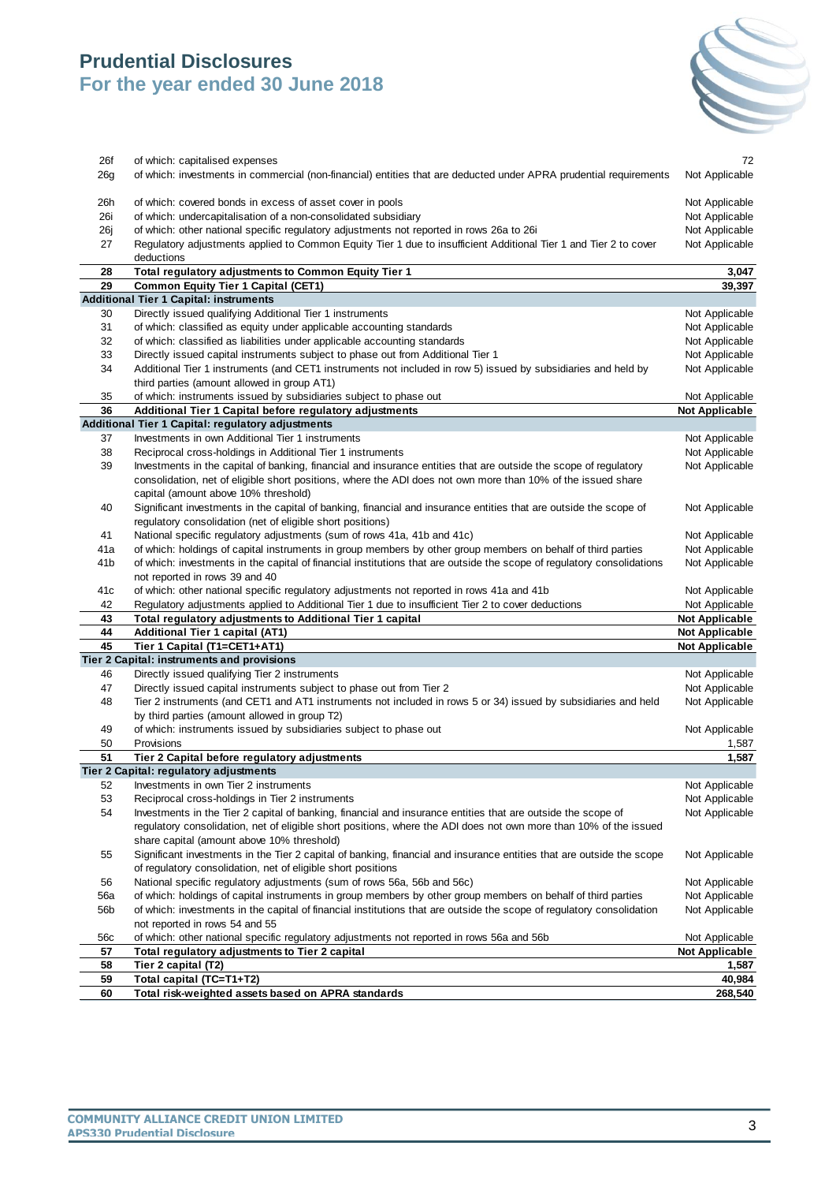# Prudential Disclosures
## For the year ended 30 June 2018

| | | |
|---|---|---|
| 26f | of which: capitalised expenses | 72 |
| 26g | of which: investments in commercial (non-financial) entities that are deducted under APRA prudential requirements | Not Applicable |
| 26h | of which: covered bonds in excess of asset cover in pools | Not Applicable |
| 26i | of which: undercapitalisation of a non-consolidated subsidiary | Not Applicable |
| 26j | of which: other national specific regulatory adjustments not reported in rows 26a to 26i | Not Applicable |
| 27 | Regulatory adjustments applied to Common Equity Tier 1 due to insufficient Additional Tier 1 and Tier 2 to cover deductions | Not Applicable |
| **28** | **Total regulatory adjustments to Common Equity Tier 1** | **3,047** |
| **29** | **Common Equity Tier 1 Capital (CET1)** | **39,397** |
| | **Additional Tier 1 Capital: instruments** | |
| 30 | Directly issued qualifying Additional Tier 1 instruments | Not Applicable |
| 31 | of which: classified as equity under applicable accounting standards | Not Applicable |
| 32 | of which: classified as liabilities under applicable accounting standards | Not Applicable |
| 33 | Directly issued capital instruments subject to phase out from Additional Tier 1 | Not Applicable |
| 34 | Additional Tier 1 instruments (and CET1 instruments not included in row 5) issued by subsidiaries and held by third parties (amount allowed in group AT1) | Not Applicable |
| 35 | of which: instruments issued by subsidiaries subject to phase out | Not Applicable |
| **36** | **Additional Tier 1 Capital before regulatory adjustments** | **Not Applicable** |
| | **Additional Tier 1 Capital: regulatory adjustments** | |
| 37 | Investments in own Additional Tier 1 instruments | Not Applicable |
| 38 | Reciprocal cross-holdings in Additional Tier 1 instruments | Not Applicable |
| 39 | Investments in the capital of banking, financial and insurance entities that are outside the scope of regulatory consolidation, net of eligible short positions, where the ADI does not own more than 10% of the issued share capital (amount above 10% threshold) | Not Applicable |
| 40 | Significant investments in the capital of banking, financial and insurance entities that are outside the scope of regulatory consolidation (net of eligible short positions) | Not Applicable |
| 41 | National specific regulatory adjustments (sum of rows 41a, 41b and 41c) | Not Applicable |
| 41a | of which: holdings of capital instruments in group members by other group members on behalf of third parties | Not Applicable |
| 41b | of which: investments in the capital of financial institutions that are outside the scope of regulatory consolidations not reported in rows 39 and 40 | Not Applicable |
| 41c | of which: other national specific regulatory adjustments not reported in rows 41a and 41b | Not Applicable |
| 42 | Regulatory adjustments applied to Additional Tier 1 due to insufficient Tier 2 to cover deductions | Not Applicable |
| **43** | **Total regulatory adjustments to Additional Tier 1 capital** | **Not Applicable** |
| **44** | **Additional Tier 1 capital (AT1)** | **Not Applicable** |
| **45** | **Tier 1 Capital (T1=CET1+AT1)** | **Not Applicable** |
| | **Tier 2 Capital: instruments and provisions** | |
| 46 | Directly issued qualifying Tier 2 instruments | Not Applicable |
| 47 | Directly issued capital instruments subject to phase out from Tier 2 | Not Applicable |
| 48 | Tier 2 instruments (and CET1 and AT1 instruments not included in rows 5 or 34) issued by subsidiaries and held by third parties (amount allowed in group T2) | Not Applicable |
| 49 | of which: instruments issued by subsidiaries subject to phase out | Not Applicable |
| 50 | Provisions | 1,587 |
| **51** | **Tier 2 Capital before regulatory adjustments** | **1,587** |
| | **Tier 2 Capital: regulatory adjustments** | |
| 52 | Investments in own Tier 2 instruments | Not Applicable |
| 53 | Reciprocal cross-holdings in Tier 2 instruments | Not Applicable |
| 54 | Investments in the Tier 2 capital of banking, financial and insurance entities that are outside the scope of regulatory consolidation, net of eligible short positions, where the ADI does not own more than 10% of the issued share capital (amount above 10% threshold) | Not Applicable |
| 55 | Significant investments in the Tier 2 capital of banking, financial and insurance entities that are outside the scope of regulatory consolidation, net of eligible short positions | Not Applicable |
| 56 | National specific regulatory adjustments (sum of rows 56a, 56b and 56c) | Not Applicable |
| 56a | of which: holdings of capital instruments in group members by other group members on behalf of third parties | Not Applicable |
| 56b | of which: investments in the capital of financial institutions that are outside the scope of regulatory consolidation not reported in rows 54 and 55 | Not Applicable |
| 56c | of which: other national specific regulatory adjustments not reported in rows 56a and 56b | Not Applicable |
| **57** | **Total regulatory adjustments to Tier 2 capital** | **Not Applicable** |
| **58** | **Tier 2 capital (T2)** | **1,587** |
| **59** | **Total capital (TC=T1+T2)** | **40,984** |
| **60** | **Total risk-weighted assets based on APRA standards** | **268,540** |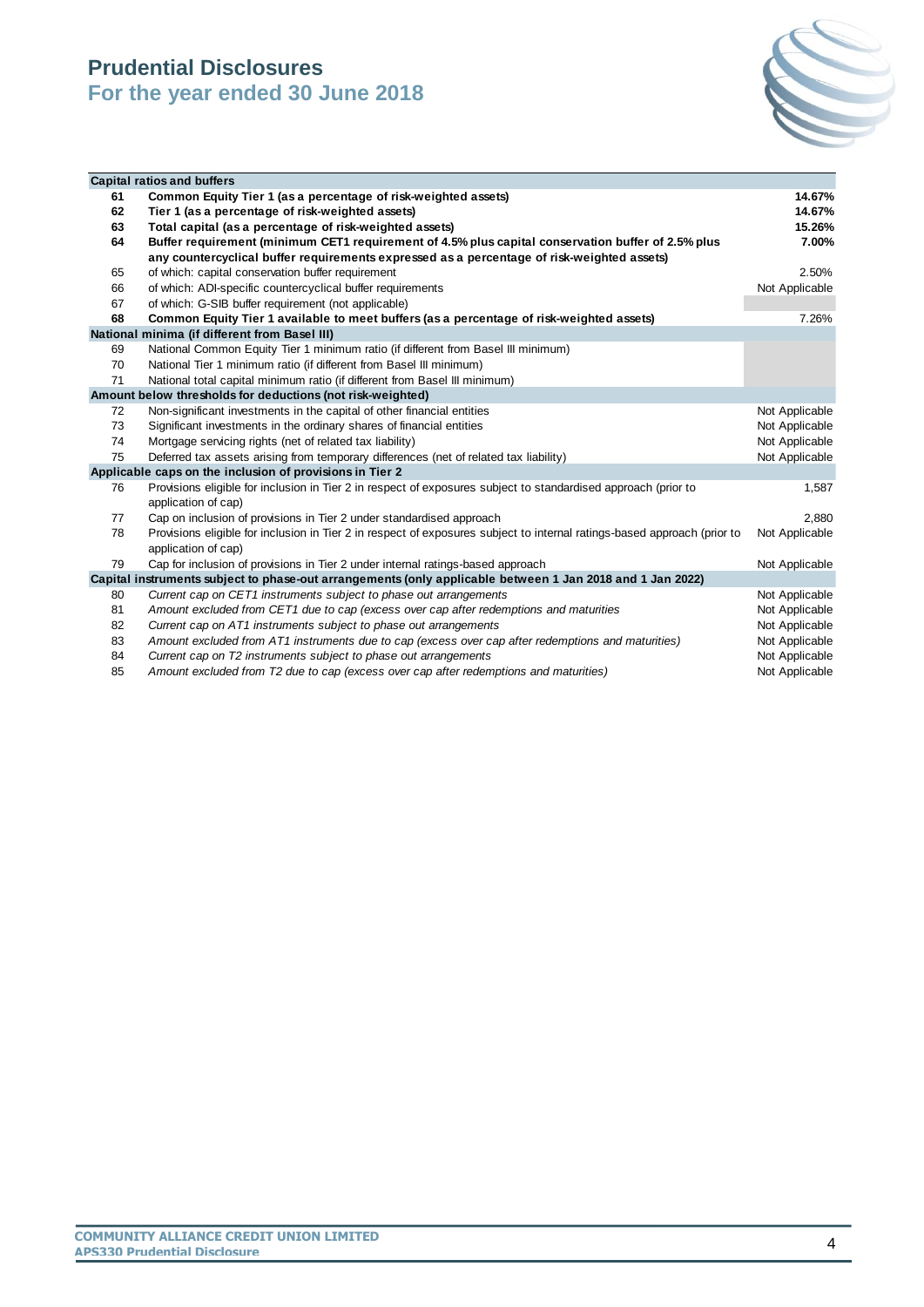# Prudential Disclosures
## For the year ended 30 June 2018

| | | |
|---|---|---|
| **Capital ratios and buffers** | | |
| **61** | **Common Equity Tier 1 (as a percentage of risk-weighted assets)** | **14.67%** |
| **62** | **Tier 1 (as a percentage of risk-weighted assets)** | **14.67%** |
| **63** | **Total capital (as a percentage of risk-weighted assets)** | **15.26%** |
| **64** | **Buffer requirement (minimum CET1 requirement of 4.5% plus capital conservation buffer of 2.5% plus any countercyclical buffer requirements expressed as a percentage of risk-weighted assets)** | **7.00%** |
| 65 | of which: capital conservation buffer requirement | 2.50% |
| 66 | of which: ADI-specific countercyclical buffer requirements | Not Applicable |
| 67 | of which: G-SIB buffer requirement (not applicable) | |
| **68** | **Common Equity Tier 1 available to meet buffers (as a percentage of risk-weighted assets)** | 7.26% |
| **National minima (if different from Basel III)** | | |
| 69 | National Common Equity Tier 1 minimum ratio (if different from Basel III minimum) | |
| 70 | National Tier 1 minimum ratio (if different from Basel III minimum) | |
| 71 | National total capital minimum ratio (if different from Basel III minimum) | |
| **Amount below thresholds for deductions (not risk-weighted)** | | |
| 72 | Non-significant investments in the capital of other financial entities | Not Applicable |
| 73 | Significant investments in the ordinary shares of financial entities | Not Applicable |
| 74 | Mortgage servicing rights (net of related tax liability) | Not Applicable |
| 75 | Deferred tax assets arising from temporary differences (net of related tax liability) | Not Applicable |
| **Applicable caps on the inclusion of provisions in Tier 2** | | |
| 76 | Provisions eligible for inclusion in Tier 2 in respect of exposures subject to standardised approach (prior to application of cap) | 1,587 |
| 77 | Cap on inclusion of provisions in Tier 2 under standardised approach | 2,880 |
| 78 | Provisions eligible for inclusion in Tier 2 in respect of exposures subject to internal ratings-based approach (prior to application of cap) | Not Applicable |
| 79 | Cap for inclusion of provisions in Tier 2 under internal ratings-based approach | Not Applicable |
| **Capital instruments subject to phase-out arrangements (only applicable between 1 Jan 2018 and 1 Jan 2022)** | | |
| 80 | *Current cap on CET1 instruments subject to phase out arrangements* | Not Applicable |
| 81 | *Amount excluded from CET1 due to cap (excess over cap after redemptions and maturities* | Not Applicable |
| 82 | *Current cap on AT1 instruments subject to phase out arrangements* | Not Applicable |
| 83 | *Amount excluded from AT1 instruments due to cap (excess over cap after redemptions and maturities)* | Not Applicable |
| 84 | *Current cap on T2 instruments subject to phase out arrangements* | Not Applicable |
| 85 | *Amount excluded from T2 due to cap (excess over cap after redemptions and maturities)* | Not Applicable |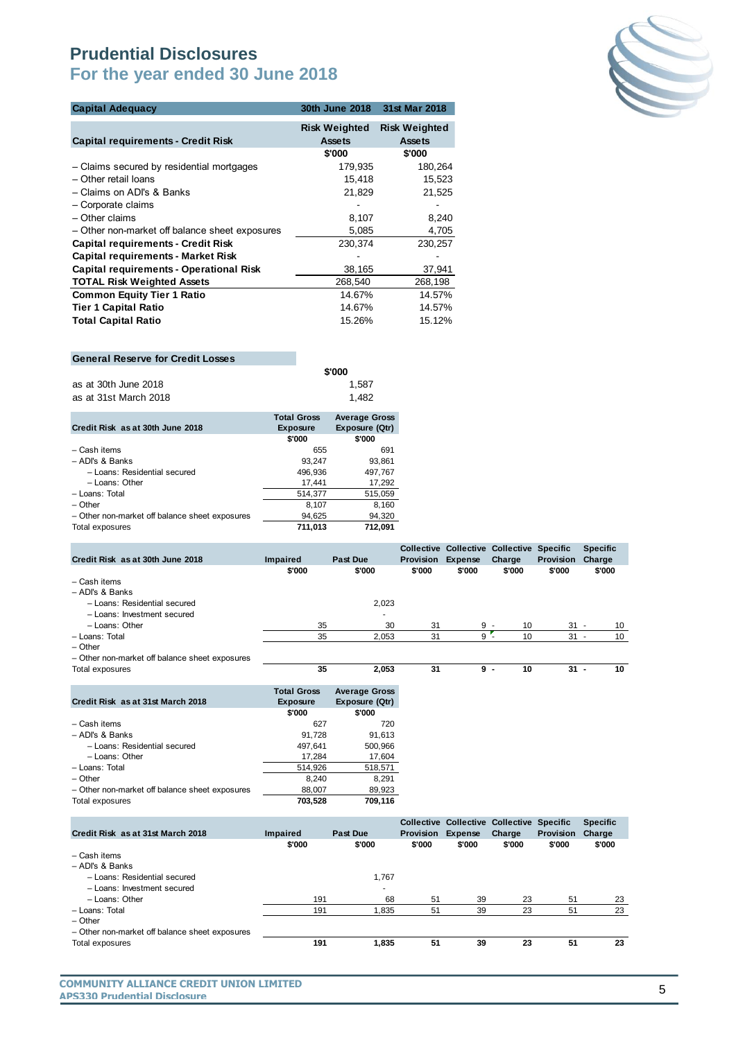# Prudential Disclosures
## For the year ended 30 June 2018

| Capital Adequacy | 30th June 2018 | 31st Mar 2018 |
|---|---|---|
| **Capital requirements - Credit Risk** | **Risk Weighted Assets** | **Risk Weighted Assets** |
| | **$'000** | **$'000** |
| – Claims secured by residential mortgages | 179,935 | 180,264 |
| – Other retail loans | 15,418 | 15,523 |
| – Claims on ADI's & Banks | 21,829 | 21,525 |
| – Corporate claims | - | - |
| – Other claims | 8,107 | 8,240 |
| – Other non-market off balance sheet exposures | 5,085 | 4,705 |
| **Capital requirements - Credit Risk** | 230,374 | 230,257 |
| **Capital requirements - Market Risk** | - | - |
| **Capital requirements - Operational Risk** | 38,165 | 37,941 |
| **TOTAL Risk Weighted Assets** | 268,540 | 268,198 |
| **Common Equity Tier 1 Ratio** | 14.67% | 14.57% |
| **Tier 1 Capital Ratio** | 14.67% | 14.57% |
| **Total Capital Ratio** | 15.26% | 15.12% |

| General Reserve for Credit Losses | $'000 |
|---|---|
| as at 30th June 2018 | 1,587 |
| as at 31st March 2018 | 1,482 |

| Credit Risk as at 30th June 2018 | Total Gross Exposure | Average Gross Exposure (Qtr) |
|---|---|---|
| | $'000 | $'000 |
| – Cash items | 655 | 691 |
| – ADI's & Banks | 93,247 | 93,861 |
| – Loans: Residential secured | 496,936 | 497,767 |
| – Loans: Other | 17,441 | 17,292 |
| – Loans: Total | 514,377 | 515,059 |
| – Other | 8,107 | 8,160 |
| – Other non-market off balance sheet exposures | 94,625 | 94,320 |
| Total exposures | **711,013** | **712,091** |

| Credit Risk as at 30th June 2018 | Impaired | Past Due | Collective Provision | Collective Expense | Collective Charge | Specific Provision | Specific Charge |
|---|---|---|---|---|---|---|---|
| | $'000 | $'000 | $'000 | $'000 | $'000 | $'000 | $'000 |
| – Cash items | | | | | | | |
| – ADI's & Banks | | | | | | | |
| – Loans: Residential secured | | 2,023 | | | | | |
| – Loans: Investment secured | | - | | | | | |
| – Loans: Other | 35 | 30 | 31 | 9 - | 10 | 31 - | 10 |
| – Loans: Total | 35 | 2,053 | 31 | 9 - | 10 | 31 - | 10 |
| – Other | | | | | | | |
| – Other non-market off balance sheet exposures | | | | | | | |
| Total exposures | **35** | **2,053** | **31** | **9 -** | **10** | **31 -** | **10** |

| Credit Risk as at 31st March 2018 | Total Gross Exposure | Average Gross Exposure (Qtr) |
|---|---|---|
| | $'000 | $'000 |
| – Cash items | 627 | 720 |
| – ADI's & Banks | 91,728 | 91,613 |
| – Loans: Residential secured | 497,641 | 500,966 |
| – Loans: Other | 17,284 | 17,604 |
| – Loans: Total | 514,926 | 518,571 |
| – Other | 8,240 | 8,291 |
| – Other non-market off balance sheet exposures | 88,007 | 89,923 |
| Total exposures | **703,528** | **709,116** |

| Credit Risk as at 31st March 2018 | Impaired | Past Due | Collective Provision | Collective Expense | Collective Charge | Specific Provision | Specific Charge |
|---|---|---|---|---|---|---|---|
| | $'000 | $'000 | $'000 | $'000 | $'000 | $'000 | $'000 |
| – Cash items | | | | | | | |
| – ADI's & Banks | | | | | | | |
| – Loans: Residential secured | | 1,767 | | | | | |
| – Loans: Investment secured | | - | | | | | |
| – Loans: Other | 191 | 68 | 51 | 39 | 23 | 51 | 23 |
| – Loans: Total | 191 | 1,835 | 51 | 39 | 23 | 51 | 23 |
| – Other | | | | | | | |
| – Other non-market off balance sheet exposures | | | | | | | |
| Total exposures | **191** | **1,835** | **51** | **39** | **23** | **51** | **23** |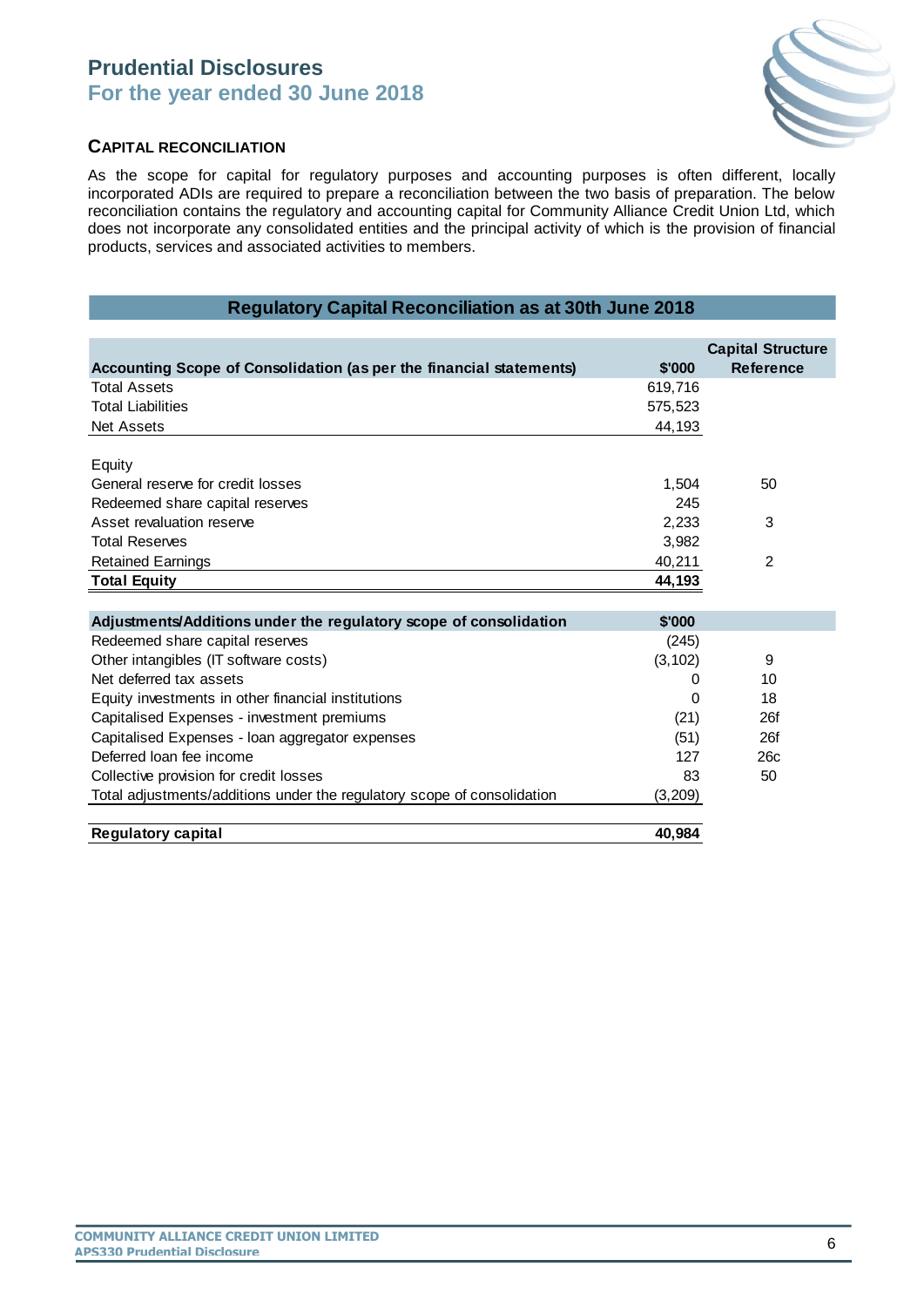# Prudential Disclosures
## For the year ended 30 June 2018

### CAPITAL RECONCILIATION

As the scope for capital for regulatory purposes and accounting purposes is often different, locally incorporated ADIs are required to prepare a reconciliation between the two basis of preparation. The below reconciliation contains the regulatory and accounting capital for Community Alliance Credit Union Ltd, which does not incorporate any consolidated entities and the principal activity of which is the provision of financial products, services and associated activities to members.

**Regulatory Capital Reconciliation as at 30th June 2018**

| Accounting Scope of Consolidation (as per the financial statements) | $'000 | Capital Structure Reference |
|---|---|---|
| Total Assets | 619,716 | |
| Total Liabilities | 575,523 | |
| Net Assets | 44,193 | |
| | | |
| Equity | | |
| General reserve for credit losses | 1,504 | 50 |
| Redeemed share capital reserves | 245 | |
| Asset revaluation reserve | 2,233 | 3 |
| Total Reserves | 3,982 | |
| Retained Earnings | 40,211 | 2 |
| **Total Equity** | **44,193** | |
| | | |
| **Adjustments/Additions under the regulatory scope of consolidation** | **$'000** | |
| Redeemed share capital reserves | (245) | |
| Other intangibles (IT software costs) | (3,102) | 9 |
| Net deferred tax assets | 0 | 10 |
| Equity investments in other financial institutions | 0 | 18 |
| Capitalised Expenses - investment premiums | (21) | 26f |
| Capitalised Expenses - loan aggregator expenses | (51) | 26f |
| Deferred loan fee income | 127 | 26c |
| Collective provision for credit losses | 83 | 50 |
| Total adjustments/additions under the regulatory scope of consolidation | (3,209) | |
| | | |
| **Regulatory capital** | **40,984** | |